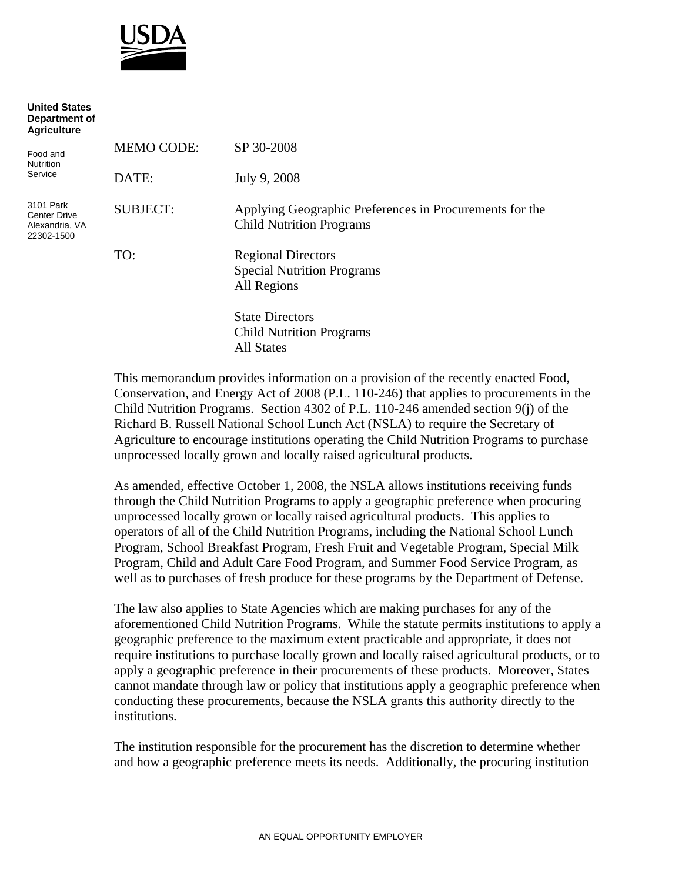**USDA**

**United States Department of Agriculture**

Food and Nutrition Service

3101 Park Center Drive
Alexandria, VA
22302-1500

MEMO CODE: SP 30-2008

DATE: July 9, 2008

SUBJECT: Applying Geographic Preferences in Procurements for the Child Nutrition Programs

TO: Regional Directors
Special Nutrition Programs
All Regions

State Directors
Child Nutrition Programs
All States

This memorandum provides information on a provision of the recently enacted Food, Conservation, and Energy Act of 2008 (P.L. 110-246) that applies to procurements in the Child Nutrition Programs. Section 4302 of P.L. 110-246 amended section 9(j) of the Richard B. Russell National School Lunch Act (NSLA) to require the Secretary of Agriculture to encourage institutions operating the Child Nutrition Programs to purchase unprocessed locally grown and locally raised agricultural products.

As amended, effective October 1, 2008, the NSLA allows institutions receiving funds through the Child Nutrition Programs to apply a geographic preference when procuring unprocessed locally grown or locally raised agricultural products. This applies to operators of all of the Child Nutrition Programs, including the National School Lunch Program, School Breakfast Program, Fresh Fruit and Vegetable Program, Special Milk Program, Child and Adult Care Food Program, and Summer Food Service Program, as well as to purchases of fresh produce for these programs by the Department of Defense.

The law also applies to State Agencies which are making purchases for any of the aforementioned Child Nutrition Programs. While the statute permits institutions to apply a geographic preference to the maximum extent practicable and appropriate, it does not require institutions to purchase locally grown and locally raised agricultural products, or to apply a geographic preference in their procurements of these products. Moreover, States cannot mandate through law or policy that institutions apply a geographic preference when conducting these procurements, because the NSLA grants this authority directly to the institutions.

The institution responsible for the procurement has the discretion to determine whether and how a geographic preference meets its needs. Additionally, the procuring institution

AN EQUAL OPPORTUNITY EMPLOYER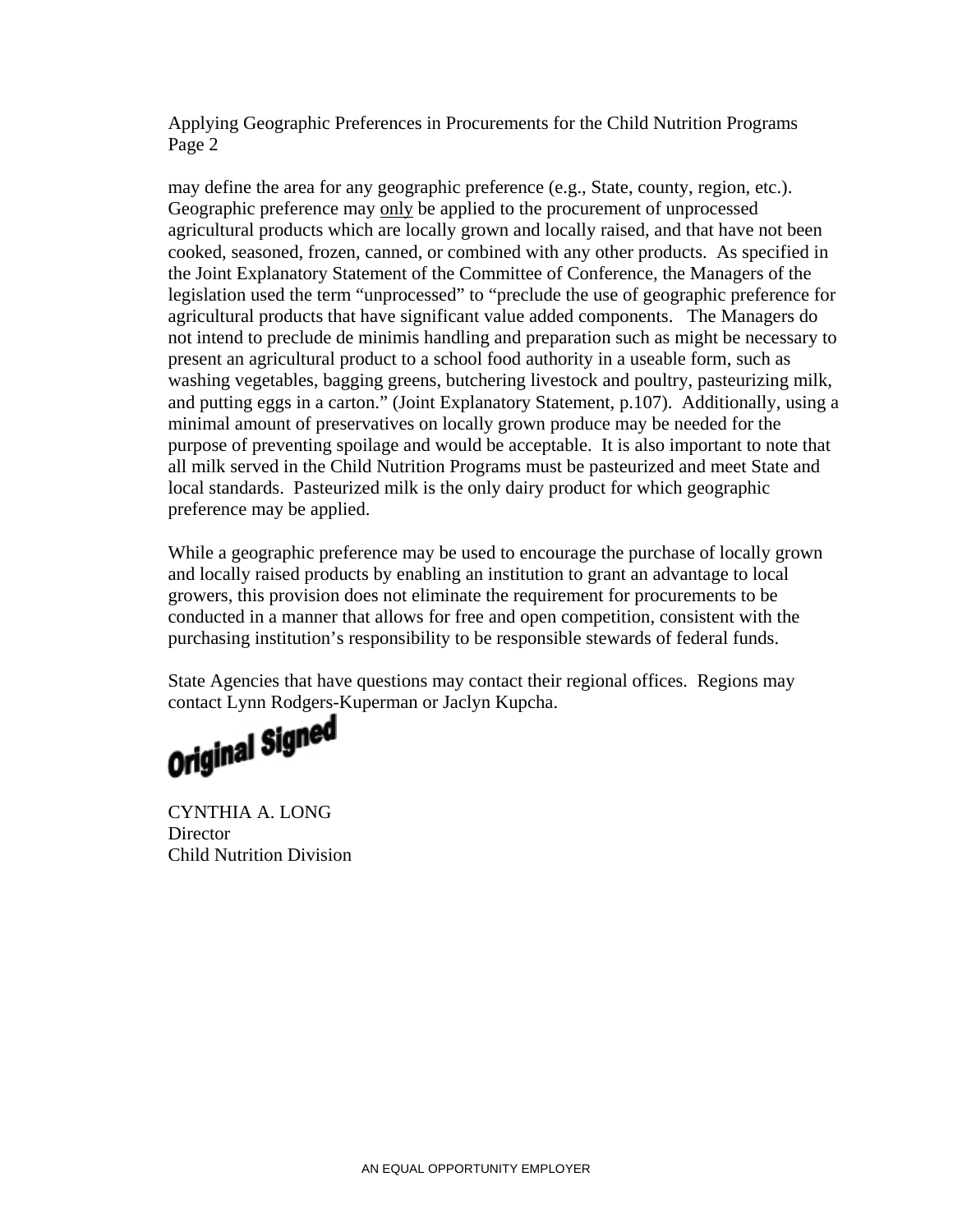may define the area for any geographic preference (e.g., State, county, region, etc.). Geographic preference may <u>only</u> be applied to the procurement of unprocessed agricultural products which are locally grown and locally raised, and that have not been cooked, seasoned, frozen, canned, or combined with any other products. As specified in the Joint Explanatory Statement of the Committee of Conference, the Managers of the legislation used the term "unprocessed" to "preclude the use of geographic preference for agricultural products that have significant value added components. The Managers do not intend to preclude de minimis handling and preparation such as might be necessary to present an agricultural product to a school food authority in a useable form, such as washing vegetables, bagging greens, butchering livestock and poultry, pasteurizing milk, and putting eggs in a carton." (Joint Explanatory Statement, p.107). Additionally, using a minimal amount of preservatives on locally grown produce may be needed for the purpose of preventing spoilage and would be acceptable. It is also important to note that all milk served in the Child Nutrition Programs must be pasteurized and meet State and local standards. Pasteurized milk is the only dairy product for which geographic preference may be applied.

While a geographic preference may be used to encourage the purchase of locally grown and locally raised products by enabling an institution to grant an advantage to local growers, this provision does not eliminate the requirement for procurements to be conducted in a manner that allows for free and open competition, consistent with the purchasing institution's responsibility to be responsible stewards of federal funds.

State Agencies that have questions may contact their regional offices. Regions may contact Lynn Rodgers-Kuperman or Jaclyn Kupcha.

Original Signed

CYNTHIA A. LONG
Director
Child Nutrition Division

AN EQUAL OPPORTUNITY EMPLOYER